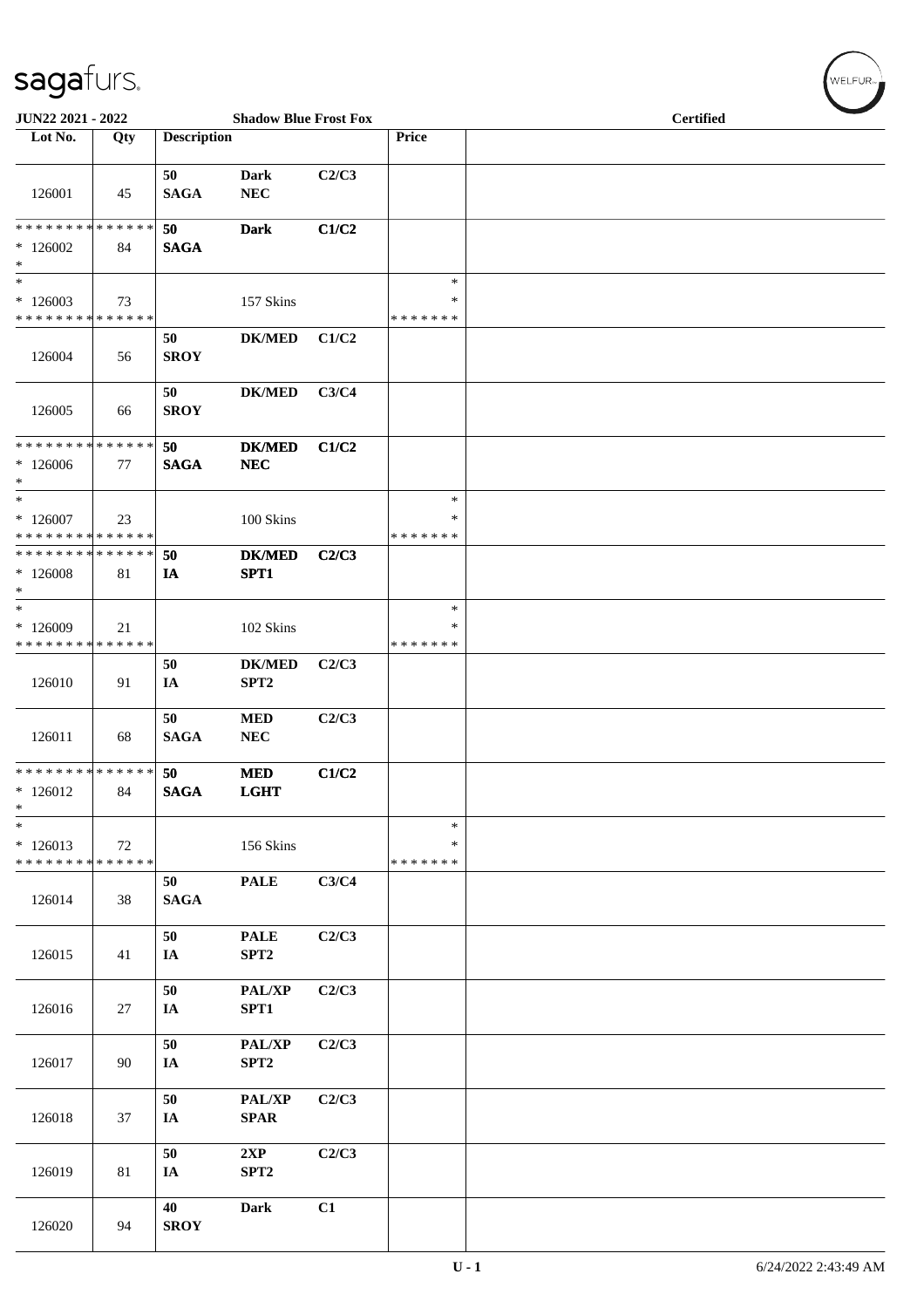JUN22 2021 - 2022 — Shadow Blue Frost Fox — Certified

| Lot No. | Qty | Description | | | Price | |
|---|---|---|---|---|---|---|
| 126001 | 45 | 50 SAGA | Dark NEC | C2/C3 | | |
| * * * * * * * * * * * * * * * 126002 * | 84 | 50 SAGA | Dark | C1/C2 | | |
| * * 126003 * * * * * * * * * * * * * * | 73 | | 157 Skins | | * * * * * * * * * | |
| 126004 | 56 | 50 SROY | DK/MED | C1/C2 | | |
| 126005 | 66 | 50 SROY | DK/MED | C3/C4 | | |
| * * * * * * * * * * * * * * * 126006 * | 77 | 50 SAGA | DK/MED NEC | C1/C2 | | |
| * * 126007 * * * * * * * * * * * * * * | 23 | | 100 Skins | | * * * * * * * * * | |
| * * * * * * * * * * * * * * * 126008 * | 81 | 50 IA | DK/MED SPT1 | C2/C3 | | |
| * * 126009 * * * * * * * * * * * * * * | 21 | | 102 Skins | | * * * * * * * * * | |
| 126010 | 91 | 50 IA | DK/MED SPT2 | C2/C3 | | |
| 126011 | 68 | 50 SAGA | MED NEC | C2/C3 | | |
| * * * * * * * * * * * * * * * 126012 * | 84 | 50 SAGA | MED LGHT | C1/C2 | | |
| * * 126013 * * * * * * * * * * * * * * | 72 | | 156 Skins | | * * * * * * * * * | |
| 126014 | 38 | 50 SAGA | PALE | C3/C4 | | |
| 126015 | 41 | 50 IA | PALE SPT2 | C2/C3 | | |
| 126016 | 27 | 50 IA | PAL/XP SPT1 | C2/C3 | | |
| 126017 | 90 | 50 IA | PAL/XP SPT2 | C2/C3 | | |
| 126018 | 37 | 50 IA | PAL/XP SPAR | C2/C3 | | |
| 126019 | 81 | 50 IA | 2XP SPT2 | C2/C3 | | |
| 126020 | 94 | 40 SROY | Dark | C1 | | |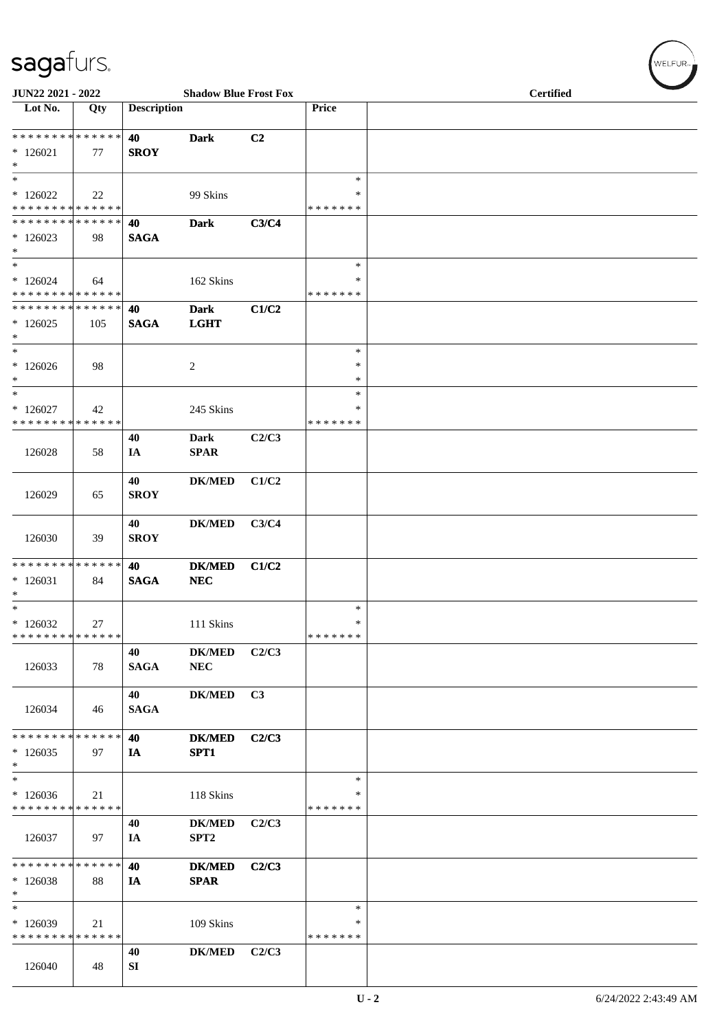**JUN22 2021 - 2022** | **Shadow Blue Frost Fox** | **Certified**

| Lot No. | Qty | Description | | | Price | |
|---|---|---|---|---|---|---|
| * * * * * * * * * * * * * * | | 40 | Dark | C2 | | |
| * 126021 | 77 | SROY | | | | |
| * | | | | | | |
| * | | | | | * | |
| * 126022 | 22 | | 99 Skins | | * | |
| * * * * * * * * * * * * * * | | | | | * * * * * * * | |
| * * * * * * * * * * * * * * | | 40 | Dark | C3/C4 | | |
| * 126023 | 98 | SAGA | | | | |
| * | | | | | | |
| * | | | | | * | |
| * 126024 | 64 | | 162 Skins | | * | |
| * * * * * * * * * * * * * * | | | | | * * * * * * * | |
| * * * * * * * * * * * * * * | | 40 | Dark | C1/C2 | | |
| * 126025 | 105 | SAGA | LGHT | | | |
| * | | | | | | |
| * | | | | | * | |
| * 126026 | 98 | | 2 | | * | |
| * | | | | | * | |
| * | | | | | * | |
| * 126027 | 42 | | 245 Skins | | * | |
| * * * * * * * * * * * * * * | | | | | * * * * * * * | |
| 126028 | 58 | 40 IA | Dark SPAR | C2/C3 | | |
| 126029 | 65 | 40 SROY | DK/MED | C1/C2 | | |
| 126030 | 39 | 40 SROY | DK/MED | C3/C4 | | |
| * * * * * * * * * * * * * * | | 40 | DK/MED | C1/C2 | | |
| * 126031 | 84 | SAGA | NEC | | | |
| * | | | | | | |
| * | | | | | * | |
| * 126032 | 27 | | 111 Skins | | * | |
| * * * * * * * * * * * * * * | | | | | * * * * * * * | |
| 126033 | 78 | 40 SAGA | DK/MED NEC | C2/C3 | | |
| 126034 | 46 | 40 SAGA | DK/MED | C3 | | |
| * * * * * * * * * * * * * * | | 40 | DK/MED | C2/C3 | | |
| * 126035 | 97 | IA | SPT1 | | | |
| * | | | | | | |
| * | | | | | * | |
| * 126036 | 21 | | 118 Skins | | * | |
| * * * * * * * * * * * * * * | | | | | * * * * * * * | |
| 126037 | 97 | 40 IA | DK/MED SPT2 | C2/C3 | | |
| * * * * * * * * * * * * * * | | 40 | DK/MED | C2/C3 | | |
| * 126038 | 88 | IA | SPAR | | | |
| * | | | | | | |
| * | | | | | * | |
| * 126039 | 21 | | 109 Skins | | * | |
| * * * * * * * * * * * * * * | | | | | * * * * * * * | |
| 126040 | 48 | 40 SI | DK/MED | C2/C3 | | |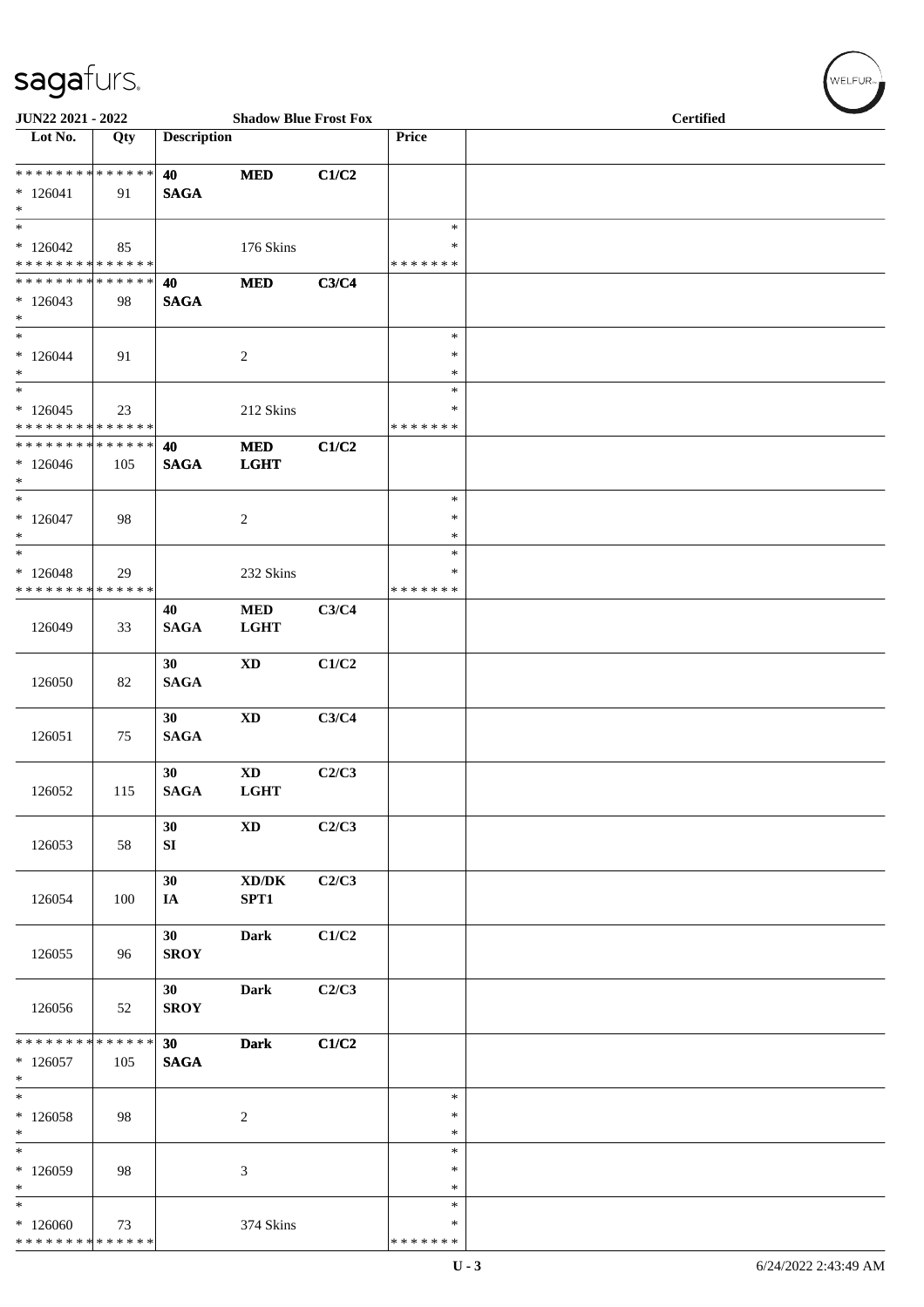**JUN22 2021 - 2022** **Shadow Blue Frost Fox** **Certified**

| Lot No. | Qty | Description | | | Price | |
|---|---|---|---|---|---|---|
| * * * * * * * * * * * * * * | | **40** | **MED** | **C1/C2** | | |
| * 126041 | 91 | **SAGA** | | | | |
| * | | | | | | |
| * | | | | | * | |
| * 126042 | 85 | | 176 Skins | | * | |
| * * * * * * * * * * * * * * | | | | | * * * * * * * | |
| * * * * * * * * * * * * * * | | **40** | **MED** | **C3/C4** | | |
| * 126043 | 98 | **SAGA** | | | | |
| * | | | | | | |
| * | | | | | * | |
| * 126044 | 91 | | 2 | | * | |
| * | | | | | * | |
| * | | | | | * | |
| * 126045 | 23 | | 212 Skins | | * | |
| * * * * * * * * * * * * * * | | | | | * * * * * * * | |
| * * * * * * * * * * * * * * | | **40** | **MED** | **C1/C2** | | |
| * 126046 | 105 | **SAGA** | **LGHT** | | | |
| * | | | | | | |
| * | | | | | * | |
| * 126047 | 98 | | 2 | | * | |
| * | | | | | * | |
| * | | | | | * | |
| * 126048 | 29 | | 232 Skins | | * | |
| * * * * * * * * * * * * * * | | | | | * * * * * * * | |
| 126049 | 33 | **40** **SAGA** | **MED** **LGHT** | **C3/C4** | | |
| 126050 | 82 | **30** **SAGA** | **XD** | **C1/C2** | | |
| 126051 | 75 | **30** **SAGA** | **XD** | **C3/C4** | | |
| 126052 | 115 | **30** **SAGA** | **XD** **LGHT** | **C2/C3** | | |
| 126053 | 58 | **30** **SI** | **XD** | **C2/C3** | | |
| 126054 | 100 | **30** **IA** | **XD/DK** **SPT1** | **C2/C3** | | |
| 126055 | 96 | **30** **SROY** | **Dark** | **C1/C2** | | |
| 126056 | 52 | **30** **SROY** | **Dark** | **C2/C3** | | |
| * * * * * * * * * * * * * * | | **30** | **Dark** | **C1/C2** | | |
| * 126057 | 105 | **SAGA** | | | | |
| * | | | | | | |
| * | | | | | * | |
| * 126058 | 98 | | 2 | | * | |
| * | | | | | * | |
| * | | | | | * | |
| * 126059 | 98 | | 3 | | * | |
| * | | | | | * | |
| * | | | | | * | |
| * 126060 | 73 | | 374 Skins | | * | |
| * * * * * * * * * * * * * * | | | | | * * * * * * * | |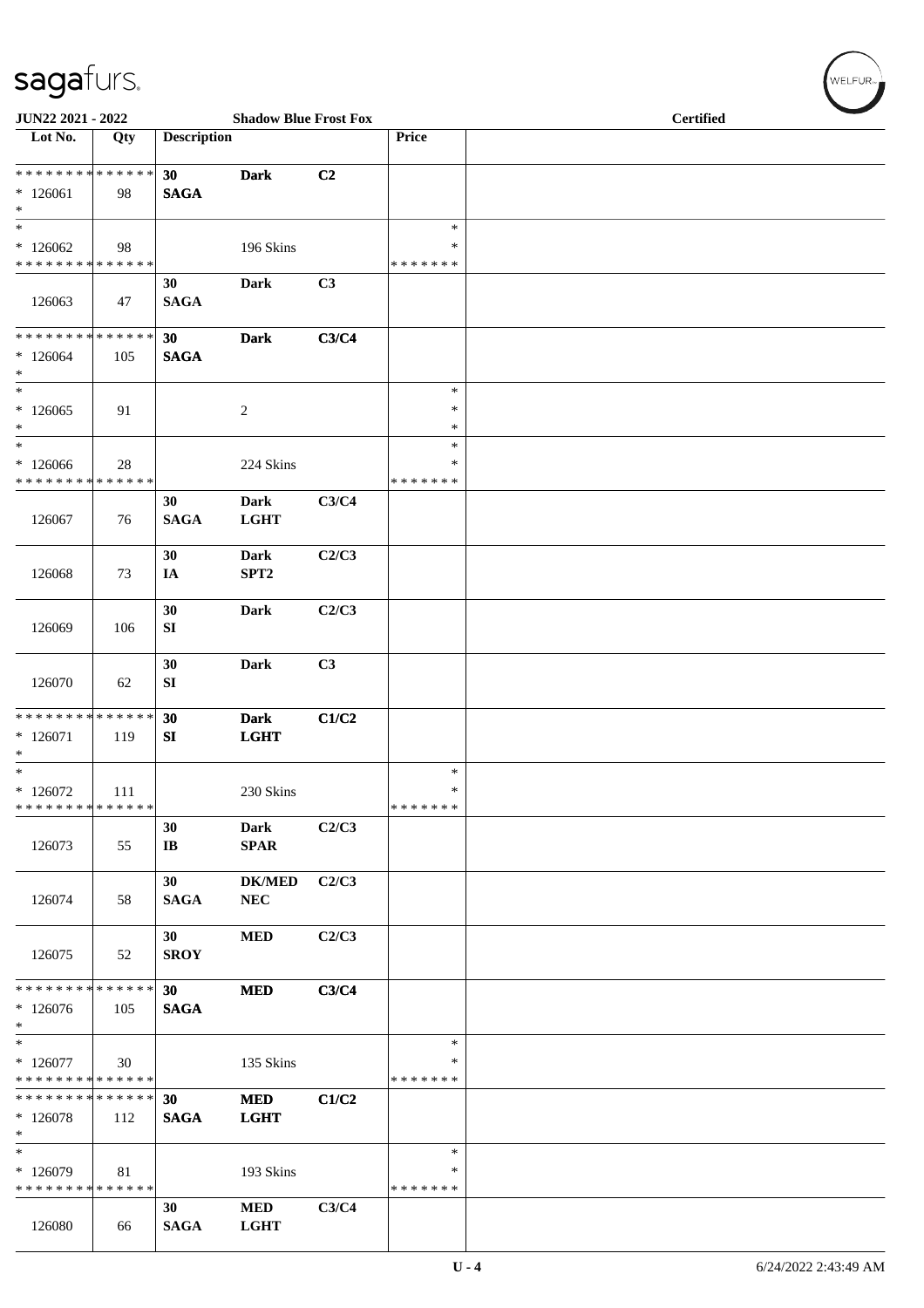JUN22 2021 - 2022 — Shadow Blue Frost Fox — Certified

| Lot No. | Qty | Description | | | Price | |
|---|---|---|---|---|---|---|
| * * * * * * * * * * * * * * | | 30 | Dark | C2 | | |
| * 126061 | 98 | SAGA | | | | |
| * | | | | | | |
| * | | | | | * | |
| * 126062 | 98 | | 196 Skins | | * | |
| * * * * * * * * * * * * * * | | | | | * * * * * * * | |
| | | 30 | Dark | C3 | | |
| 126063 | 47 | SAGA | | | | |
| * * * * * * * * * * * * * * | | 30 | Dark | C3/C4 | | |
| * 126064 | 105 | SAGA | | | | |
| * | | | | | | |
| * | | | | | * | |
| * 126065 | 91 | | 2 | | * | |
| * | | | | | * | |
| * | | | | | * | |
| * 126066 | 28 | | 224 Skins | | * | |
| * * * * * * * * * * * * * * | | | | | * * * * * * * | |
| | | 30 | Dark | C3/C4 | | |
| 126067 | 76 | SAGA | LGHT | | | |
| | | 30 | Dark | C2/C3 | | |
| 126068 | 73 | IA | SPT2 | | | |
| | | 30 | Dark | C2/C3 | | |
| 126069 | 106 | SI | | | | |
| | | 30 | Dark | C3 | | |
| 126070 | 62 | SI | | | | |
| * * * * * * * * * * * * * * | | 30 | Dark | C1/C2 | | |
| * 126071 | 119 | SI | LGHT | | | |
| * | | | | | | |
| * | | | | | * | |
| * 126072 | 111 | | 230 Skins | | * | |
| * * * * * * * * * * * * * * | | | | | * * * * * * * | |
| | | 30 | Dark | C2/C3 | | |
| 126073 | 55 | IB | SPAR | | | |
| | | 30 | DK/MED | C2/C3 | | |
| 126074 | 58 | SAGA | NEC | | | |
| | | 30 | MED | C2/C3 | | |
| 126075 | 52 | SROY | | | | |
| * * * * * * * * * * * * * * | | 30 | MED | C3/C4 | | |
| * 126076 | 105 | SAGA | | | | |
| * | | | | | | |
| * | | | | | * | |
| * 126077 | 30 | | 135 Skins | | * | |
| * * * * * * * * * * * * * * | | | | | * * * * * * * | |
| * * * * * * * * * * * * * * | | 30 | MED | C1/C2 | | |
| * 126078 | 112 | SAGA | LGHT | | | |
| * | | | | | | |
| * | | | | | * | |
| * 126079 | 81 | | 193 Skins | | * | |
| * * * * * * * * * * * * * * | | | | | * * * * * * * | |
| | | 30 | MED | C3/C4 | | |
| 126080 | 66 | SAGA | LGHT | | | |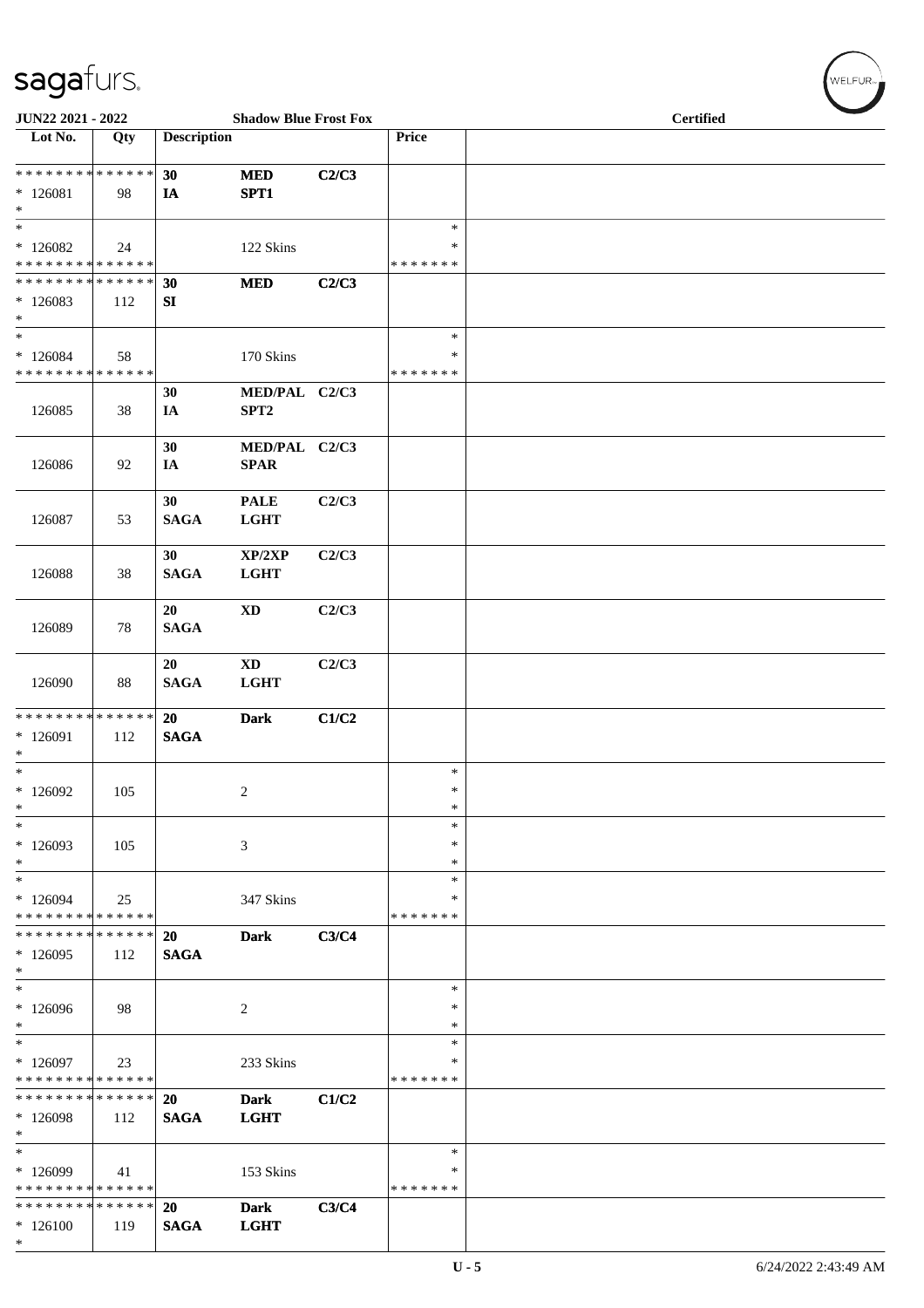**JUN22 2021 - 2022** | **Shadow Blue Frost Fox** | **Certified**

| Lot No. | Qty | Description | | | Price | |
|---|---|---|---|---|---|---|
| * * * * * * * * * * * * * * | | 30 | MED | C2/C3 | | |
| * 126081 | 98 | IA | SPT1 | | | |
| * | | | | | | |
| * | | | | | * | |
| * 126082 | 24 | | 122 Skins | | * | |
| * * * * * * * * * * * * * * | | | | | * * * * * * * | |
| * * * * * * * * * * * * * * | | 30 | MED | C2/C3 | | |
| * 126083 | 112 | SI | | | | |
| * | | | | | | |
| * | | | | | * | |
| * 126084 | 58 | | 170 Skins | | * | |
| * * * * * * * * * * * * * * | | | | | * * * * * * * | |
| 126085 | 38 | 30 IA | MED/PAL SPT2 | C2/C3 | | |
| 126086 | 92 | 30 IA | MED/PAL SPAR | C2/C3 | | |
| 126087 | 53 | 30 SAGA | PALE LGHT | C2/C3 | | |
| 126088 | 38 | 30 SAGA | XP/2XP LGHT | C2/C3 | | |
| 126089 | 78 | 20 SAGA | XD | C2/C3 | | |
| 126090 | 88 | 20 SAGA | XD LGHT | C2/C3 | | |
| * * * * * * * * * * * * * * | | 20 | Dark | C1/C2 | | |
| * 126091 | 112 | SAGA | | | | |
| * | | | | | | |
| * | | | | | * | |
| * 126092 | 105 | | 2 | | * | |
| * | | | | | * | |
| * | | | | | * | |
| * 126093 | 105 | | 3 | | * | |
| * | | | | | * | |
| * | | | | | * | |
| * 126094 | 25 | | 347 Skins | | * | |
| * * * * * * * * * * * * * * | | | | | * * * * * * * | |
| * * * * * * * * * * * * * * | | 20 | Dark | C3/C4 | | |
| * 126095 | 112 | SAGA | | | | |
| * | | | | | | |
| * | | | | | * | |
| * 126096 | 98 | | 2 | | * | |
| * | | | | | * | |
| * | | | | | * | |
| * 126097 | 23 | | 233 Skins | | * | |
| * * * * * * * * * * * * * * | | | | | * * * * * * * | |
| * * * * * * * * * * * * * * | | 20 | Dark | C1/C2 | | |
| * 126098 | 112 | SAGA | LGHT | | | |
| * | | | | | | |
| * | | | | | * | |
| * 126099 | 41 | | 153 Skins | | * | |
| * * * * * * * * * * * * * * | | | | | * * * * * * * | |
| * * * * * * * * * * * * * * | | 20 | Dark | C3/C4 | | |
| * 126100 | 119 | SAGA | LGHT | | | |
| * | | | | | | |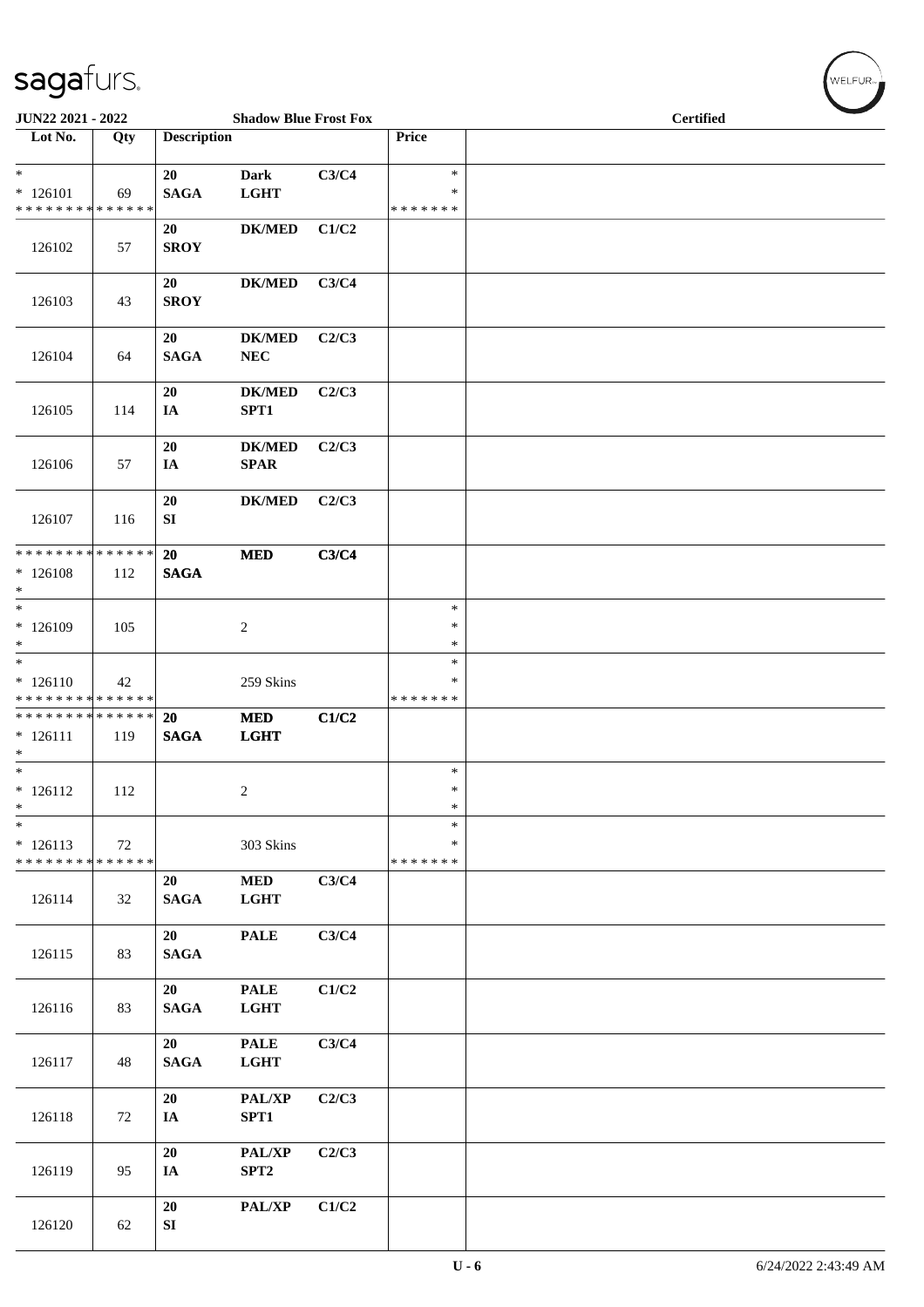JUN22 2021 - 2022 | Shadow Blue Frost Fox | Certified

| Lot No. | Qty | Description | | | Price | |
|---|---|---|---|---|---|---|
| * <br> * 126101 <br> * * * * * * * * * * * * * * | 69 | 20 <br> SAGA | Dark <br> LGHT | C3/C4 | * <br> * <br> * * * * * * * | |
| 126102 | 57 | 20 <br> SROY | DK/MED | C1/C2 | | |
| 126103 | 43 | 20 <br> SROY | DK/MED | C3/C4 | | |
| 126104 | 64 | 20 <br> SAGA | DK/MED <br> NEC | C2/C3 | | |
| 126105 | 114 | 20 <br> IA | DK/MED <br> SPT1 | C2/C3 | | |
| 126106 | 57 | 20 <br> IA | DK/MED <br> SPAR | C2/C3 | | |
| 126107 | 116 | 20 <br> SI | DK/MED | C2/C3 | | |
| * * * * * * * * * * * * * * <br> * 126108 <br> * | 112 | 20 <br> SAGA | MED | C3/C4 | | |
| * <br> * 126109 <br> * | 105 | | 2 | | * <br> * <br> * | |
| * <br> * 126110 <br> * * * * * * * * * * * * * * | 42 | | 259 Skins | | * <br> * <br> * * * * * * * | |
| * * * * * * * * * * * * * * <br> * 126111 <br> * | 119 | 20 <br> SAGA | MED <br> LGHT | C1/C2 | | |
| * <br> * 126112 <br> * | 112 | | 2 | | * <br> * <br> * | |
| * <br> * 126113 <br> * * * * * * * * * * * * * * | 72 | | 303 Skins | | * <br> * <br> * * * * * * * | |
| 126114 | 32 | 20 <br> SAGA | MED <br> LGHT | C3/C4 | | |
| 126115 | 83 | 20 <br> SAGA | PALE | C3/C4 | | |
| 126116 | 83 | 20 <br> SAGA | PALE <br> LGHT | C1/C2 | | |
| 126117 | 48 | 20 <br> SAGA | PALE <br> LGHT | C3/C4 | | |
| 126118 | 72 | 20 <br> IA | PAL/XP <br> SPT1 | C2/C3 | | |
| 126119 | 95 | 20 <br> IA | PAL/XP <br> SPT2 | C2/C3 | | |
| 126120 | 62 | 20 <br> SI | PAL/XP | C1/C2 | | |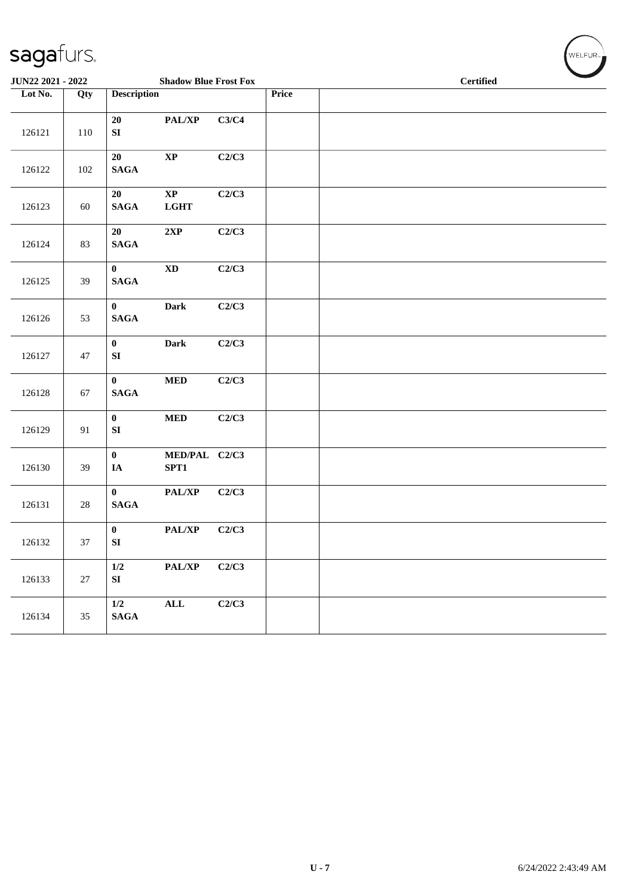| JUN22 2021 - 2022 | | Shadow Blue Frost Fox | | | Certified |
|---|---|---|---|---|---|
| Lot No. | Qty | Description | | Price | |
| 126121 | 110 | 20 SI | PAL/XP | C3/C4 | |
| 126122 | 102 | 20 SAGA | XP | C2/C3 | |
| 126123 | 60 | 20 SAGA | XP LGHT | C2/C3 | |
| 126124 | 83 | 20 SAGA | 2XP | C2/C3 | |
| 126125 | 39 | 0 SAGA | XD | C2/C3 | |
| 126126 | 53 | 0 SAGA | Dark | C2/C3 | |
| 126127 | 47 | 0 SI | Dark | C2/C3 | |
| 126128 | 67 | 0 SAGA | MED | C2/C3 | |
| 126129 | 91 | 0 SI | MED | C2/C3 | |
| 126130 | 39 | 0 IA | MED/PAL SPT1 | C2/C3 | |
| 126131 | 28 | 0 SAGA | PAL/XP | C2/C3 | |
| 126132 | 37 | 0 SI | PAL/XP | C2/C3 | |
| 126133 | 27 | 1/2 SI | PAL/XP | C2/C3 | |
| 126134 | 35 | 1/2 SAGA | ALL | C2/C3 | |